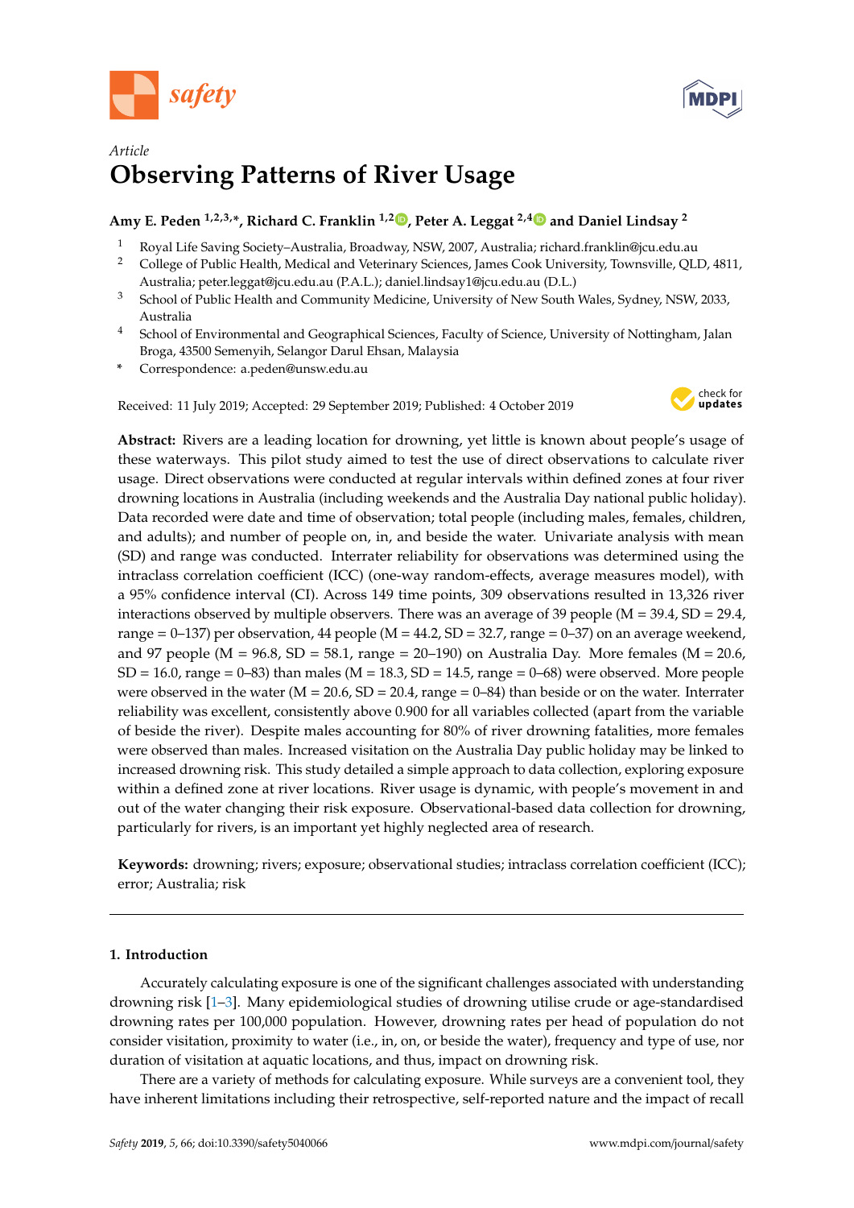Article

# Observing Patterns of River Usage

**Amy E. Peden [1,2,3,*], Richard C. Franklin [1,2], Peter A. Leggat [2,4] and Daniel Lindsay [2]**

1 Royal Life Saving Society–Australia, Broadway, NSW, 2007, Australia; richard.franklin@jcu.edu.au
2 College of Public Health, Medical and Veterinary Sciences, James Cook University, Townsville, QLD, 4811, Australia; peter.leggat@jcu.edu.au (P.A.L.); daniel.lindsay1@jcu.edu.au (D.L.)
3 School of Public Health and Community Medicine, University of New South Wales, Sydney, NSW, 2033, Australia
4 School of Environmental and Geographical Sciences, Faculty of Science, University of Nottingham, Jalan Broga, 43500 Semenyih, Selangor Darul Ehsan, Malaysia
* Correspondence: a.peden@unsw.edu.au

Received: 11 July 2019; Accepted: 29 September 2019; Published: 4 October 2019

**Abstract:** Rivers are a leading location for drowning, yet little is known about people's usage of these waterways. This pilot study aimed to test the use of direct observations to calculate river usage. Direct observations were conducted at regular intervals within defined zones at four river drowning locations in Australia (including weekends and the Australia Day national public holiday). Data recorded were date and time of observation; total people (including males, females, children, and adults); and number of people on, in, and beside the water. Univariate analysis with mean (SD) and range was conducted. Interrater reliability for observations was determined using the intraclass correlation coefficient (ICC) (one-way random-effects, average measures model), with a 95% confidence interval (CI). Across 149 time points, 309 observations resulted in 13,326 river interactions observed by multiple observers. There was an average of 39 people (M = 39.4, SD = 29.4, range = 0–137) per observation, 44 people (M = 44.2, SD = 32.7, range = 0–37) on an average weekend, and 97 people (M = 96.8, SD = 58.1, range = 20–190) on Australia Day. More females (M = 20.6, SD = 16.0, range = 0–83) than males (M = 18.3, SD = 14.5, range = 0–68) were observed. More people were observed in the water (M = 20.6, SD = 20.4, range = 0–84) than beside or on the water. Interrater reliability was excellent, consistently above 0.900 for all variables collected (apart from the variable of beside the river). Despite males accounting for 80% of river drowning fatalities, more females were observed than males. Increased visitation on the Australia Day public holiday may be linked to increased drowning risk. This study detailed a simple approach to data collection, exploring exposure within a defined zone at river locations. River usage is dynamic, with people's movement in and out of the water changing their risk exposure. Observational-based data collection for drowning, particularly for rivers, is an important yet highly neglected area of research.

**Keywords:** drowning; rivers; exposure; observational studies; intraclass correlation coefficient (ICC); error; Australia; risk

## 1. Introduction

Accurately calculating exposure is one of the significant challenges associated with understanding drowning risk [1–3]. Many epidemiological studies of drowning utilise crude or age-standardised drowning rates per 100,000 population. However, drowning rates per head of population do not consider visitation, proximity to water (i.e., in, on, or beside the water), frequency and type of use, nor duration of visitation at aquatic locations, and thus, impact on drowning risk.

There are a variety of methods for calculating exposure. While surveys are a convenient tool, they have inherent limitations including their retrospective, self-reported nature and the impact of recall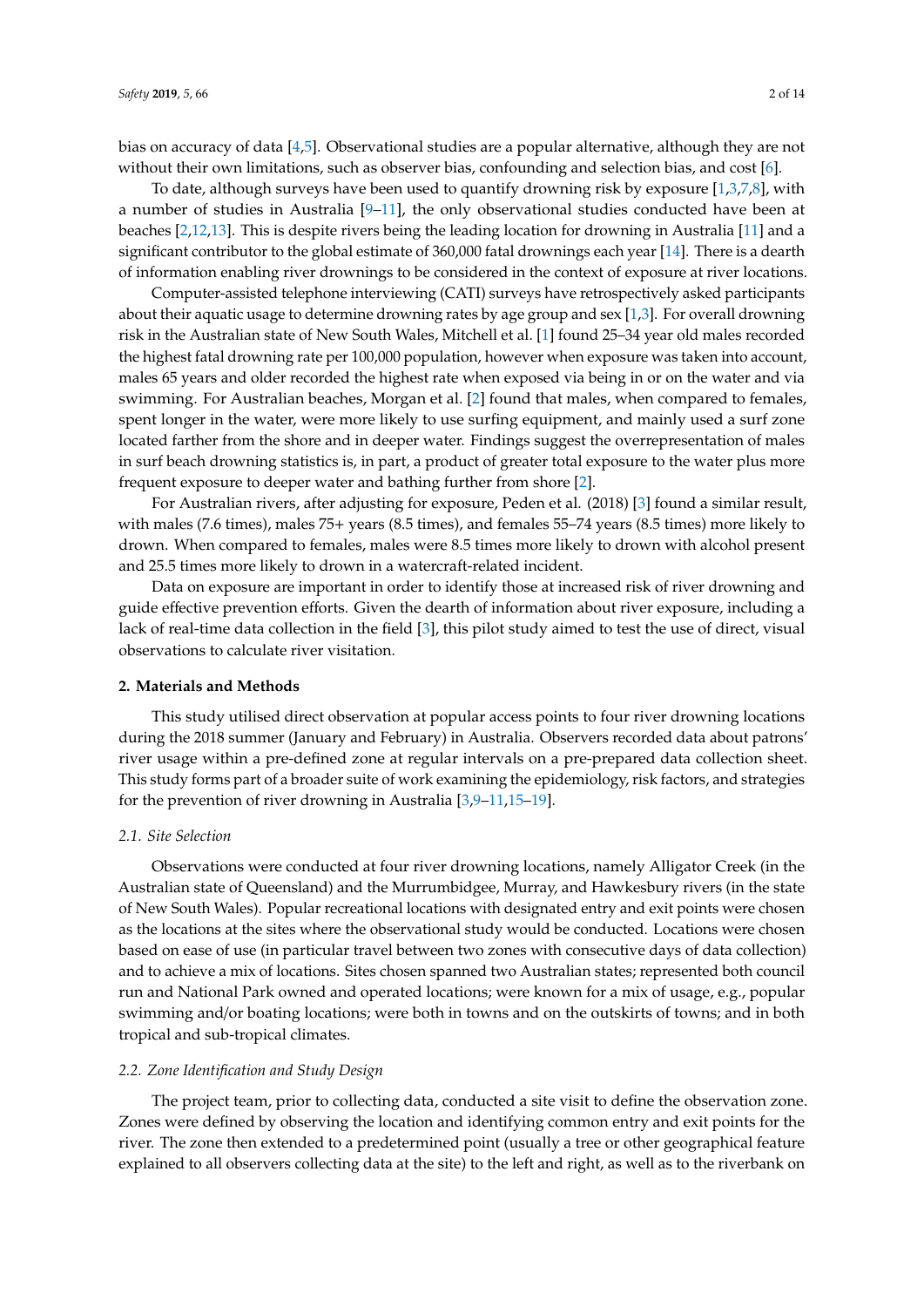bias on accuracy of data [4,5]. Observational studies are a popular alternative, although they are not without their own limitations, such as observer bias, confounding and selection bias, and cost [6].

To date, although surveys have been used to quantify drowning risk by exposure [1,3,7,8], with a number of studies in Australia [9–11], the only observational studies conducted have been at beaches [2,12,13]. This is despite rivers being the leading location for drowning in Australia [11] and a significant contributor to the global estimate of 360,000 fatal drownings each year [14]. There is a dearth of information enabling river drownings to be considered in the context of exposure at river locations.

Computer-assisted telephone interviewing (CATI) surveys have retrospectively asked participants about their aquatic usage to determine drowning rates by age group and sex [1,3]. For overall drowning risk in the Australian state of New South Wales, Mitchell et al. [1] found 25–34 year old males recorded the highest fatal drowning rate per 100,000 population, however when exposure was taken into account, males 65 years and older recorded the highest rate when exposed via being in or on the water and via swimming. For Australian beaches, Morgan et al. [2] found that males, when compared to females, spent longer in the water, were more likely to use surfing equipment, and mainly used a surf zone located farther from the shore and in deeper water. Findings suggest the overrepresentation of males in surf beach drowning statistics is, in part, a product of greater total exposure to the water plus more frequent exposure to deeper water and bathing further from shore [2].

For Australian rivers, after adjusting for exposure, Peden et al. (2018) [3] found a similar result, with males (7.6 times), males 75+ years (8.5 times), and females 55–74 years (8.5 times) more likely to drown. When compared to females, males were 8.5 times more likely to drown with alcohol present and 25.5 times more likely to drown in a watercraft-related incident.

Data on exposure are important in order to identify those at increased risk of river drowning and guide effective prevention efforts. Given the dearth of information about river exposure, including a lack of real-time data collection in the field [3], this pilot study aimed to test the use of direct, visual observations to calculate river visitation.

## 2. Materials and Methods

This study utilised direct observation at popular access points to four river drowning locations during the 2018 summer (January and February) in Australia. Observers recorded data about patrons' river usage within a pre-defined zone at regular intervals on a pre-prepared data collection sheet. This study forms part of a broader suite of work examining the epidemiology, risk factors, and strategies for the prevention of river drowning in Australia [3,9–11,15–19].

### *2.1. Site Selection*

Observations were conducted at four river drowning locations, namely Alligator Creek (in the Australian state of Queensland) and the Murrumbidgee, Murray, and Hawkesbury rivers (in the state of New South Wales). Popular recreational locations with designated entry and exit points were chosen as the locations at the sites where the observational study would be conducted. Locations were chosen based on ease of use (in particular travel between two zones with consecutive days of data collection) and to achieve a mix of locations. Sites chosen spanned two Australian states; represented both council run and National Park owned and operated locations; were known for a mix of usage, e.g., popular swimming and/or boating locations; were both in towns and on the outskirts of towns; and in both tropical and sub-tropical climates.

### *2.2. Zone Identification and Study Design*

The project team, prior to collecting data, conducted a site visit to define the observation zone. Zones were defined by observing the location and identifying common entry and exit points for the river. The zone then extended to a predetermined point (usually a tree or other geographical feature explained to all observers collecting data at the site) to the left and right, as well as to the riverbank on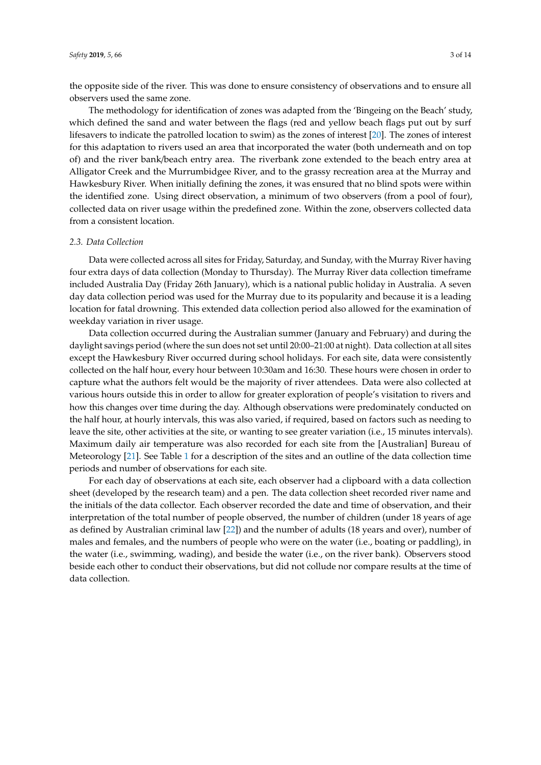the opposite side of the river. This was done to ensure consistency of observations and to ensure all observers used the same zone.

The methodology for identification of zones was adapted from the 'Bingeing on the Beach' study, which defined the sand and water between the flags (red and yellow beach flags put out by surf lifesavers to indicate the patrolled location to swim) as the zones of interest [20]. The zones of interest for this adaptation to rivers used an area that incorporated the water (both underneath and on top of) and the river bank/beach entry area. The riverbank zone extended to the beach entry area at Alligator Creek and the Murrumbidgee River, and to the grassy recreation area at the Murray and Hawkesbury River. When initially defining the zones, it was ensured that no blind spots were within the identified zone. Using direct observation, a minimum of two observers (from a pool of four), collected data on river usage within the predefined zone. Within the zone, observers collected data from a consistent location.

### 2.3. Data Collection

Data were collected across all sites for Friday, Saturday, and Sunday, with the Murray River having four extra days of data collection (Monday to Thursday). The Murray River data collection timeframe included Australia Day (Friday 26th January), which is a national public holiday in Australia. A seven day data collection period was used for the Murray due to its popularity and because it is a leading location for fatal drowning. This extended data collection period also allowed for the examination of weekday variation in river usage.

Data collection occurred during the Australian summer (January and February) and during the daylight savings period (where the sun does not set until 20:00–21:00 at night). Data collection at all sites except the Hawkesbury River occurred during school holidays. For each site, data were consistently collected on the half hour, every hour between 10:30am and 16:30. These hours were chosen in order to capture what the authors felt would be the majority of river attendees. Data were also collected at various hours outside this in order to allow for greater exploration of people's visitation to rivers and how this changes over time during the day. Although observations were predominately conducted on the half hour, at hourly intervals, this was also varied, if required, based on factors such as needing to leave the site, other activities at the site, or wanting to see greater variation (i.e., 15 minutes intervals). Maximum daily air temperature was also recorded for each site from the [Australian] Bureau of Meteorology [21]. See Table 1 for a description of the sites and an outline of the data collection time periods and number of observations for each site.

For each day of observations at each site, each observer had a clipboard with a data collection sheet (developed by the research team) and a pen. The data collection sheet recorded river name and the initials of the data collector. Each observer recorded the date and time of observation, and their interpretation of the total number of people observed, the number of children (under 18 years of age as defined by Australian criminal law [22]) and the number of adults (18 years and over), number of males and females, and the numbers of people who were on the water (i.e., boating or paddling), in the water (i.e., swimming, wading), and beside the water (i.e., on the river bank). Observers stood beside each other to conduct their observations, but did not collude nor compare results at the time of data collection.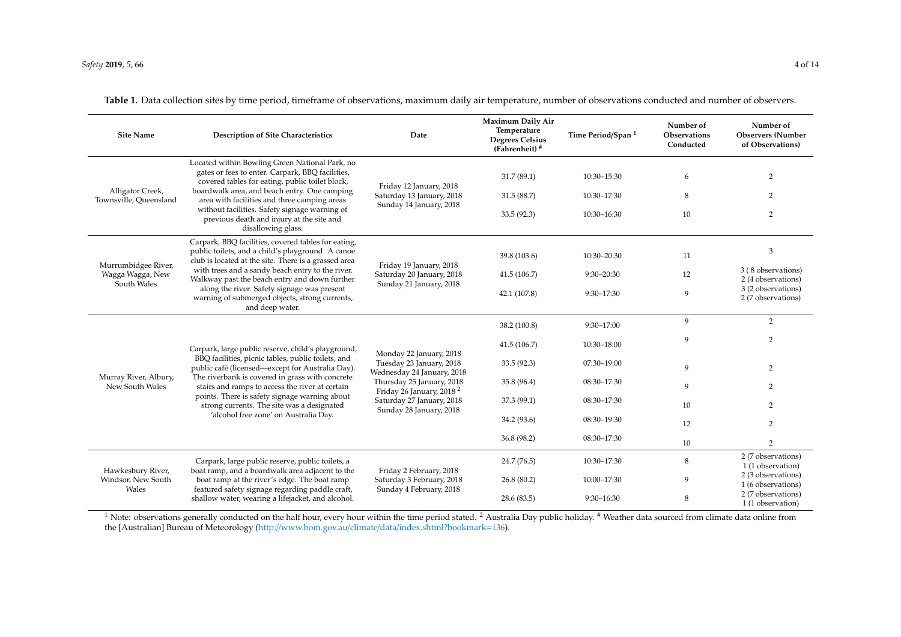**Table 1.** Data collection sites by time period, timeframe of observations, maximum daily air temperature, number of observations conducted and number of observers.

| Site Name | Description of Site Characteristics | Date | Maximum Daily Air Temperature Degrees Celsius (Fahrenheit) # | Time Period/Span [1] | Number of Observations Conducted | Number of Observers (Number of Observations) |
|---|---|---|---|---|---|---|
| Alligator Creek, Townsville, Queensland | Located within Bowling Green National Park, no gates or fees to enter. Carpark, BBQ facilities, covered tables for eating, public toilet block, boardwalk area, and beach entry. One camping area with facilities and three camping areas without facilities. Safety signage warning of previous death and injury at the site and disallowing glass. | Friday 12 January, 2018 | 31.7 (89.1) | 10:30–15:30 | 6 | 2 |
| | | Saturday 13 January, 2018 | 31.5 (88.7) | 10:30–17:30 | 8 | 2 |
| | | Sunday 14 January, 2018 | 33.5 (92.3) | 10:30–16:30 | 10 | 2 |
| Murrumbidgee River, Wagga Wagga, New South Wales | Carpark, BBQ facilities, covered tables for eating, public toilets, and a child's playground. A canoe club is located at the site. There is a grassed area with trees and a sandy beach entry to the river. Walkway past the beach entry and down further along the river. Safety signage was present warning of submerged objects, strong currents, and deep water. | Friday 19 January, 2018 | 39.8 (103.6) | 10:30–20:30 | 11 | 3 |
| | | Saturday 20 January, 2018 | 41.5 (106.7) | 9:30–20:30 | 12 | 3 (8 observations) 2 (4 observations) |
| | | Sunday 21 January, 2018 | 42.1 (107.8) | 9:30–17:30 | 9 | 3 (2 observations) 2 (7 observations) |
| Murray River, Albury, New South Wales | Carpark, large public reserve, child's playground, BBQ facilities, picnic tables, public toilets, and public café (licensed—except for Australia Day). The riverbank is covered in grass with concrete stairs and ramps to access the river at certain points. There is safety signage warning about strong currents. The site was a designated 'alcohol free zone' on Australia Day. | Monday 22 January, 2018 | 38.2 (100.8) | 9:30–17:00 | 9 | 2 |
| | | Tuesday 23 January, 2018 | 41.5 (106.7) | 10:30–18:00 | 9 | 2 |
| | | Wednesday 24 January, 2018 | 33.5 (92.3) | 07:30–19:00 | 9 | 2 |
| | | Thursday 25 January, 2018 | 35.8 (96.4) | 08:30–17:30 | 9 | 2 |
| | | Friday 26 January, 2018 [2] | 37.3 (99.1) | 08:30–17:30 | 10 | 2 |
| | | Saturday 27 January, 2018 | 34.2 (93.6) | 08:30–19:30 | 12 | 2 |
| | | Sunday 28 January, 2018 | 36.8 (98.2) | 08:30–17:30 | 10 | 2 |
| Hawkesbury River, Windsor, New South Wales | Carpark, large public reserve, public toilets, a boat ramp, and a boardwalk area adjacent to the boat ramp at the river's edge. The boat ramp featured safety signage regarding paddle craft, shallow water, wearing a lifejacket, and alcohol. | Friday 2 February, 2018 | 24.7 (76.5) | 10:30–17:30 | 8 | 2 (7 observations) 1 (1 observation) |
| | | Saturday 3 February, 2018 | 26.8 (80.2) | 10:00–17:30 | 9 | 2 (3 observations) 1 (6 observations) |
| | | Sunday 4 February, 2018 | 28.6 (83.5) | 9:30–16:30 | 8 | 2 (7 observations) 1 (1 observation) |

[1] Note: observations generally conducted on the half hour, every hour within the time period stated. [2] Australia Day public holiday. # Weather data sourced from climate data online from the [Australian] Bureau of Meteorology (http://www.bom.gov.au/climate/data/index.shtml?bookmark=136).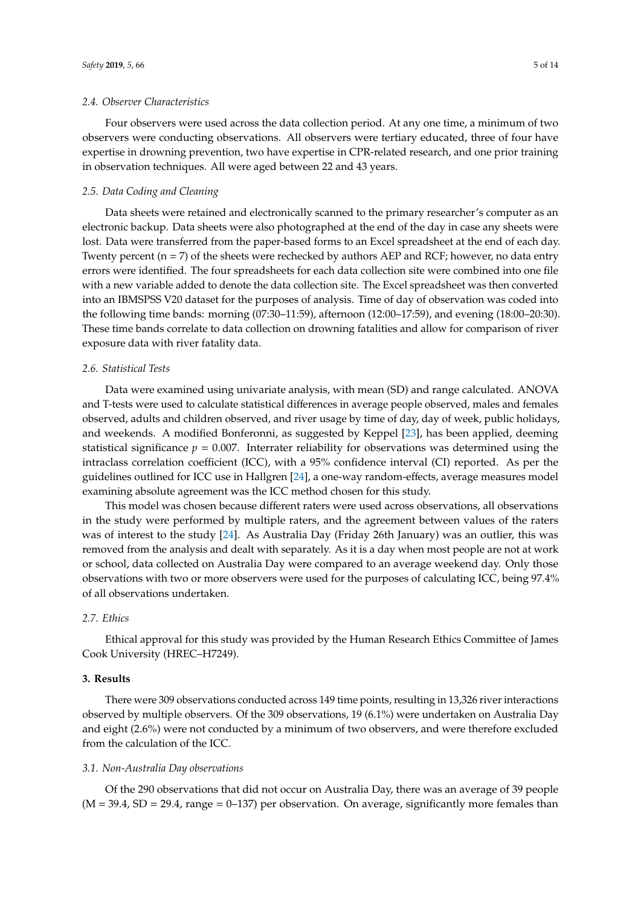### 2.4. Observer Characteristics

Four observers were used across the data collection period. At any one time, a minimum of two observers were conducting observations. All observers were tertiary educated, three of four have expertise in drowning prevention, two have expertise in CPR-related research, and one prior training in observation techniques. All were aged between 22 and 43 years.

### 2.5. Data Coding and Cleaning

Data sheets were retained and electronically scanned to the primary researcher's computer as an electronic backup. Data sheets were also photographed at the end of the day in case any sheets were lost. Data were transferred from the paper-based forms to an Excel spreadsheet at the end of each day. Twenty percent (n = 7) of the sheets were rechecked by authors AEP and RCF; however, no data entry errors were identified. The four spreadsheets for each data collection site were combined into one file with a new variable added to denote the data collection site. The Excel spreadsheet was then converted into an IBMSPSS V20 dataset for the purposes of analysis. Time of day of observation was coded into the following time bands: morning (07:30–11:59), afternoon (12:00–17:59), and evening (18:00–20:30). These time bands correlate to data collection on drowning fatalities and allow for comparison of river exposure data with river fatality data.

### 2.6. Statistical Tests

Data were examined using univariate analysis, with mean (SD) and range calculated. ANOVA and T-tests were used to calculate statistical differences in average people observed, males and females observed, adults and children observed, and river usage by time of day, day of week, public holidays, and weekends. A modified Bonferonni, as suggested by Keppel [23], has been applied, deeming statistical significance $p = 0.007$. Interrater reliability for observations was determined using the intraclass correlation coefficient (ICC), with a 95% confidence interval (CI) reported. As per the guidelines outlined for ICC use in Hallgren [24], a one-way random-effects, average measures model examining absolute agreement was the ICC method chosen for this study.

This model was chosen because different raters were used across observations, all observations in the study were performed by multiple raters, and the agreement between values of the raters was of interest to the study [24]. As Australia Day (Friday 26th January) was an outlier, this was removed from the analysis and dealt with separately. As it is a day when most people are not at work or school, data collected on Australia Day were compared to an average weekend day. Only those observations with two or more observers were used for the purposes of calculating ICC, being 97.4% of all observations undertaken.

### 2.7. Ethics

Ethical approval for this study was provided by the Human Research Ethics Committee of James Cook University (HREC–H7249).

## 3. Results

There were 309 observations conducted across 149 time points, resulting in 13,326 river interactions observed by multiple observers. Of the 309 observations, 19 (6.1%) were undertaken on Australia Day and eight (2.6%) were not conducted by a minimum of two observers, and were therefore excluded from the calculation of the ICC.

### 3.1. Non-Australia Day observations

Of the 290 observations that did not occur on Australia Day, there was an average of 39 people (M = 39.4, SD = 29.4, range = 0–137) per observation. On average, significantly more females than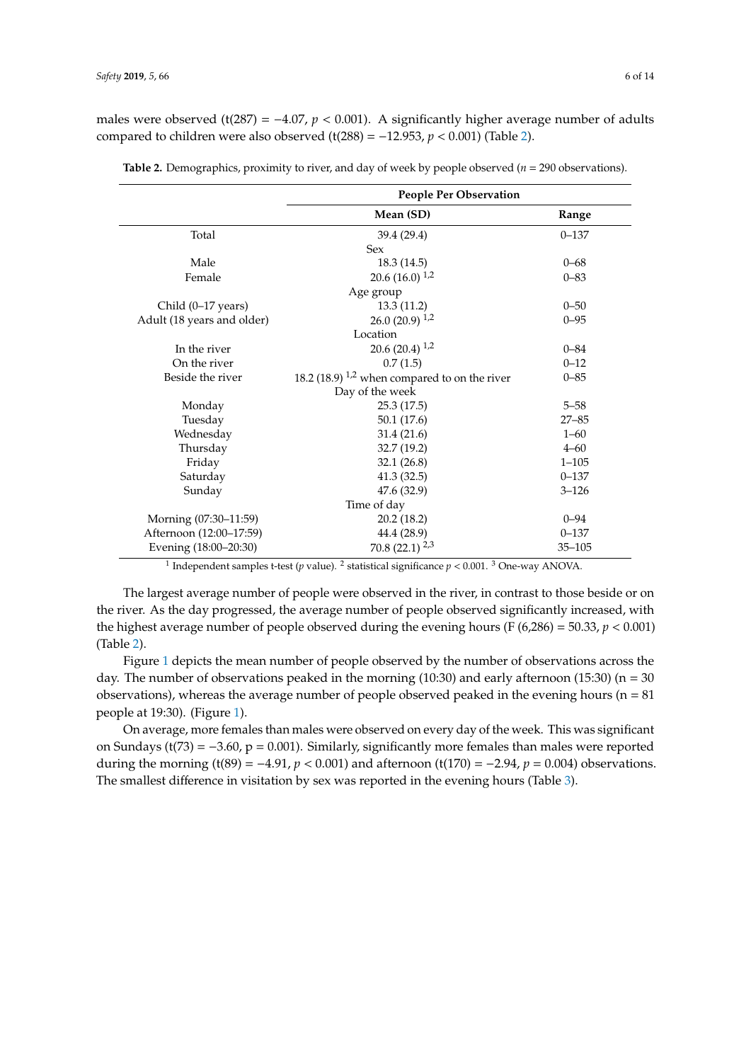males were observed ($t(287) = -4.07$, $p < 0.001$). A significantly higher average number of adults compared to children were also observed ($t(288) = -12.953$, $p < 0.001$) (Table 2).

**Table 2.** Demographics, proximity to river, and day of week by people observed ($n$ = 290 observations).

| | People Per Observation | |
|---|---|---|
| | **Mean (SD)** | **Range** |
| Total | 39.4 (29.4) | 0–137 |
| **Sex** | | |
| Male | 18.3 (14.5) | 0–68 |
| Female | 20.6 (16.0) [1,2] | 0–83 |
| **Age group** | | |
| Child (0–17 years) | 13.3 (11.2) | 0–50 |
| Adult (18 years and older) | 26.0 (20.9) [1,2] | 0–95 |
| **Location** | | |
| In the river | 20.6 (20.4) [1,2] | 0–84 |
| On the river | 0.7 (1.5) | 0–12 |
| Beside the river | 18.2 (18.9) [1,2] when compared to on the river | 0–85 |
| **Day of the week** | | |
| Monday | 25.3 (17.5) | 5–58 |
| Tuesday | 50.1 (17.6) | 27–85 |
| Wednesday | 31.4 (21.6) | 1–60 |
| Thursday | 32.7 (19.2) | 4–60 |
| Friday | 32.1 (26.8) | 1–105 |
| Saturday | 41.3 (32.5) | 0–137 |
| Sunday | 47.6 (32.9) | 3–126 |
| **Time of day** | | |
| Morning (07:30–11:59) | 20.2 (18.2) | 0–94 |
| Afternoon (12:00–17:59) | 44.4 (28.9) | 0–137 |
| Evening (18:00–20:30) | 70.8 (22.1) [2,3] | 35–105 |

[1] Independent samples t-test ($p$ value). [2] statistical significance $p < 0.001$. [3] One-way ANOVA.

The largest average number of people were observed in the river, in contrast to those beside or on the river. As the day progressed, the average number of people observed significantly increased, with the highest average number of people observed during the evening hours ($F(6,286) = 50.33$, $p < 0.001$) (Table 2).

Figure 1 depicts the mean number of people observed by the number of observations across the day. The number of observations peaked in the morning (10:30) and early afternoon (15:30) ($n$ = 30 observations), whereas the average number of people observed peaked in the evening hours ($n$ = 81 people at 19:30). (Figure 1).

On average, more females than males were observed on every day of the week. This was significant on Sundays ($t(73) = -3.60$, $p = 0.001$). Similarly, significantly more females than males were reported during the morning ($t(89) = -4.91$, $p < 0.001$) and afternoon ($t(170) = -2.94$, $p = 0.004$) observations. The smallest difference in visitation by sex was reported in the evening hours (Table 3).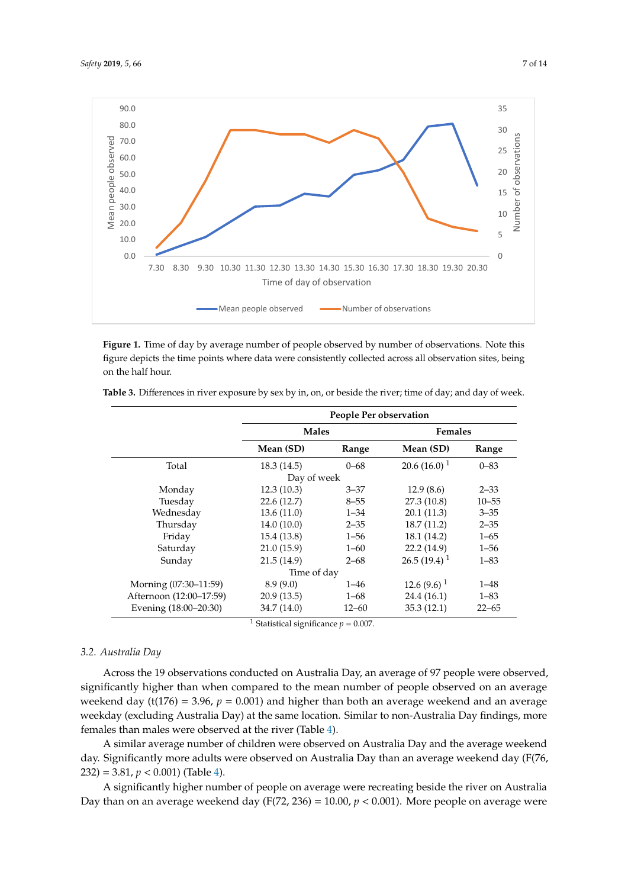**Figure 1.** Time of day by average number of people observed by number of observations. Note this figure depicts the time points where data were consistently collected across all observation sites, being on the half hour.

**Table 3.** Differences in river exposure by sex by in, on, or beside the river; time of day; and day of week.

| | People Per observation | | | |
|---|---|---|---|---|
| | Males | | Females | |
| | Mean (SD) | Range | Mean (SD) | Range |
| Total | 18.3 (14.5) | 0–68 | 20.6 (16.0) [1] | 0–83 |
| **Day of week** | | | | |
| Monday | 12.3 (10.3) | 3–37 | 12.9 (8.6) | 2–33 |
| Tuesday | 22.6 (12.7) | 8–55 | 27.3 (10.8) | 10–55 |
| Wednesday | 13.6 (11.0) | 1–34 | 20.1 (11.3) | 3–35 |
| Thursday | 14.0 (10.0) | 2–35 | 18.7 (11.2) | 2–35 |
| Friday | 15.4 (13.8) | 1–56 | 18.1 (14.2) | 1–65 |
| Saturday | 21.0 (15.9) | 1–60 | 22.2 (14.9) | 1–56 |
| Sunday | 21.5 (14.9) | 2–68 | 26.5 (19.4) [1] | 1–83 |
| **Time of day** | | | | |
| Morning (07:30–11:59) | 8.9 (9.0) | 1–46 | 12.6 (9.6) [1] | 1–48 |
| Afternoon (12:00–17:59) | 20.9 (13.5) | 1–68 | 24.4 (16.1) | 1–83 |
| Evening (18:00–20:30) | 34.7 (14.0) | 12–60 | 35.3 (12.1) | 22–65 |

[1] Statistical significance $p = 0.007$.

### 3.2. Australia Day

Across the 19 observations conducted on Australia Day, an average of 97 people were observed, significantly higher than when compared to the mean number of people observed on an average weekend day ($t(176) = 3.96$, $p = 0.001$) and higher than both an average weekend and an average weekday (excluding Australia Day) at the same location. Similar to non-Australia Day findings, more females than males were observed at the river (Table 4).

A similar average number of children were observed on Australia Day and the average weekend day. Significantly more adults were observed on Australia Day than an average weekend day ($F(76, 232) = 3.81$, $p < 0.001$) (Table 4).

A significantly higher number of people on average were recreating beside the river on Australia Day than on an average weekend day ($F(72, 236) = 10.00$, $p < 0.001$). More people on average were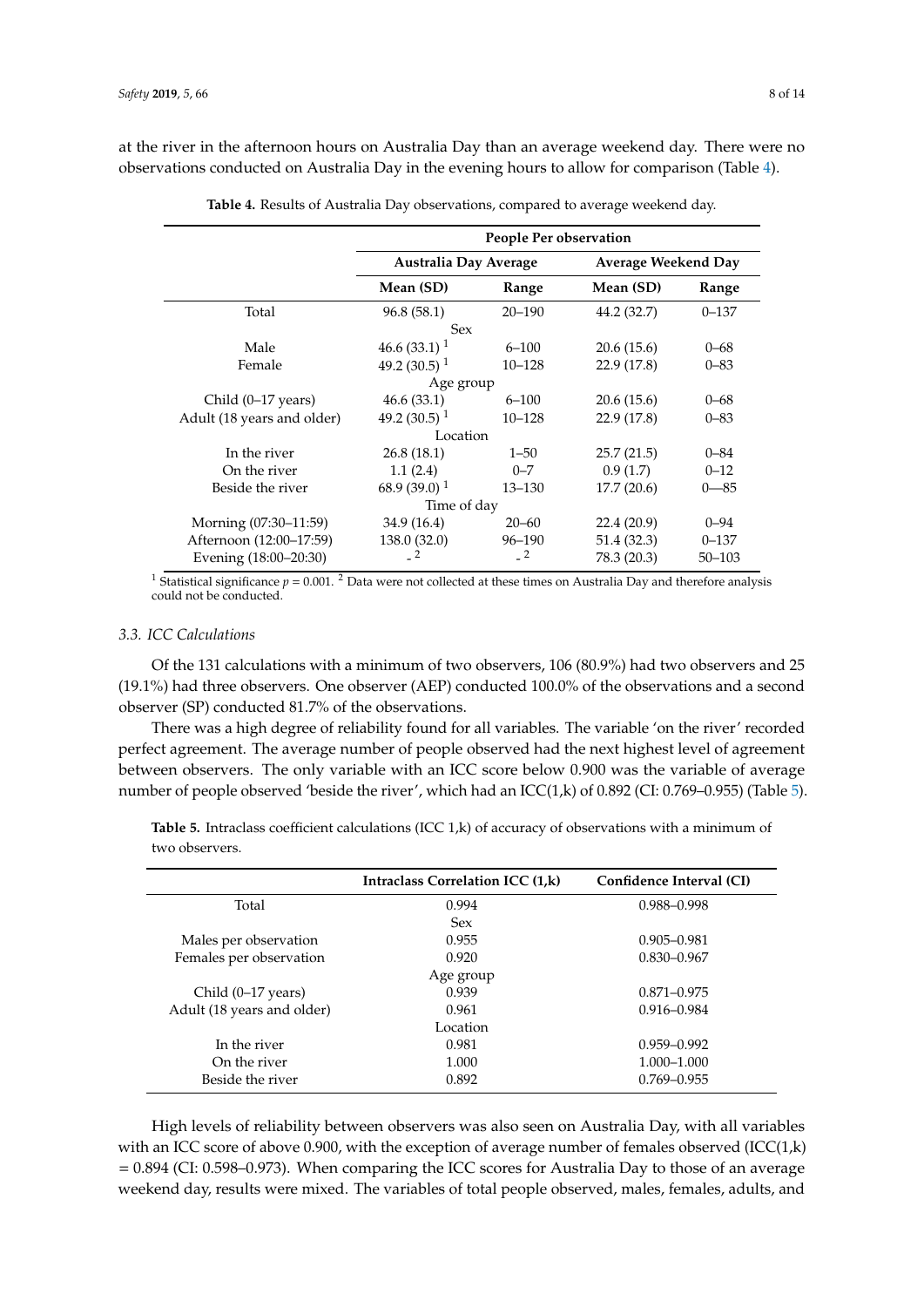at the river in the afternoon hours on Australia Day than an average weekend day. There were no observations conducted on Australia Day in the evening hours to allow for comparison (Table 4).

**Table 4.** Results of Australia Day observations, compared to average weekend day.

| | People Per observation | | | |
|---|---|---|---|---|
| | Australia Day Average | | Average Weekend Day | |
| | Mean (SD) | Range | Mean (SD) | Range |
| Total | 96.8 (58.1) | 20–190 | 44.2 (32.7) | 0–137 |
| Sex | | | | |
| Male | 46.6 (33.1) [1] | 6–100 | 20.6 (15.6) | 0–68 |
| Female | 49.2 (30.5) [1] | 10–128 | 22.9 (17.8) | 0–83 |
| Age group | | | | |
| Child (0–17 years) | 46.6 (33.1) | 6–100 | 20.6 (15.6) | 0–68 |
| Adult (18 years and older) | 49.2 (30.5) [1] | 10–128 | 22.9 (17.8) | 0–83 |
| Location | | | | |
| In the river | 26.8 (18.1) | 1–50 | 25.7 (21.5) | 0–84 |
| On the river | 1.1 (2.4) | 0–7 | 0.9 (1.7) | 0–12 |
| Beside the river | 68.9 (39.0) [1] | 13–130 | 17.7 (20.6) | 0—85 |
| Time of day | | | | |
| Morning (07:30–11:59) | 34.9 (16.4) | 20–60 | 22.4 (20.9) | 0–94 |
| Afternoon (12:00–17:59) | 138.0 (32.0) | 96–190 | 51.4 (32.3) | 0–137 |
| Evening (18:00–20:30) | - [2] | - [2] | 78.3 (20.3) | 50–103 |

[1] Statistical significance $p = 0.001$. [2] Data were not collected at these times on Australia Day and therefore analysis could not be conducted.

### *3.3. ICC Calculations*

Of the 131 calculations with a minimum of two observers, 106 (80.9%) had two observers and 25 (19.1%) had three observers. One observer (AEP) conducted 100.0% of the observations and a second observer (SP) conducted 81.7% of the observations.

There was a high degree of reliability found for all variables. The variable 'on the river' recorded perfect agreement. The average number of people observed had the next highest level of agreement between observers. The only variable with an ICC score below 0.900 was the variable of average number of people observed 'beside the river', which had an ICC(1,k) of 0.892 (CI: 0.769–0.955) (Table 5).

**Table 5.** Intraclass coefficient calculations (ICC 1,k) of accuracy of observations with a minimum of two observers.

| | Intraclass Correlation ICC (1,k) | Confidence Interval (CI) |
|---|---|---|
| Total | 0.994 | 0.988–0.998 |
| Sex | | |
| Males per observation | 0.955 | 0.905–0.981 |
| Females per observation | 0.920 | 0.830–0.967 |
| Age group | | |
| Child (0–17 years) | 0.939 | 0.871–0.975 |
| Adult (18 years and older) | 0.961 | 0.916–0.984 |
| Location | | |
| In the river | 0.981 | 0.959–0.992 |
| On the river | 1.000 | 1.000–1.000 |
| Beside the river | 0.892 | 0.769–0.955 |

High levels of reliability between observers was also seen on Australia Day, with all variables with an ICC score of above 0.900, with the exception of average number of females observed (ICC(1,k) = 0.894 (CI: 0.598–0.973). When comparing the ICC scores for Australia Day to those of an average weekend day, results were mixed. The variables of total people observed, males, females, adults, and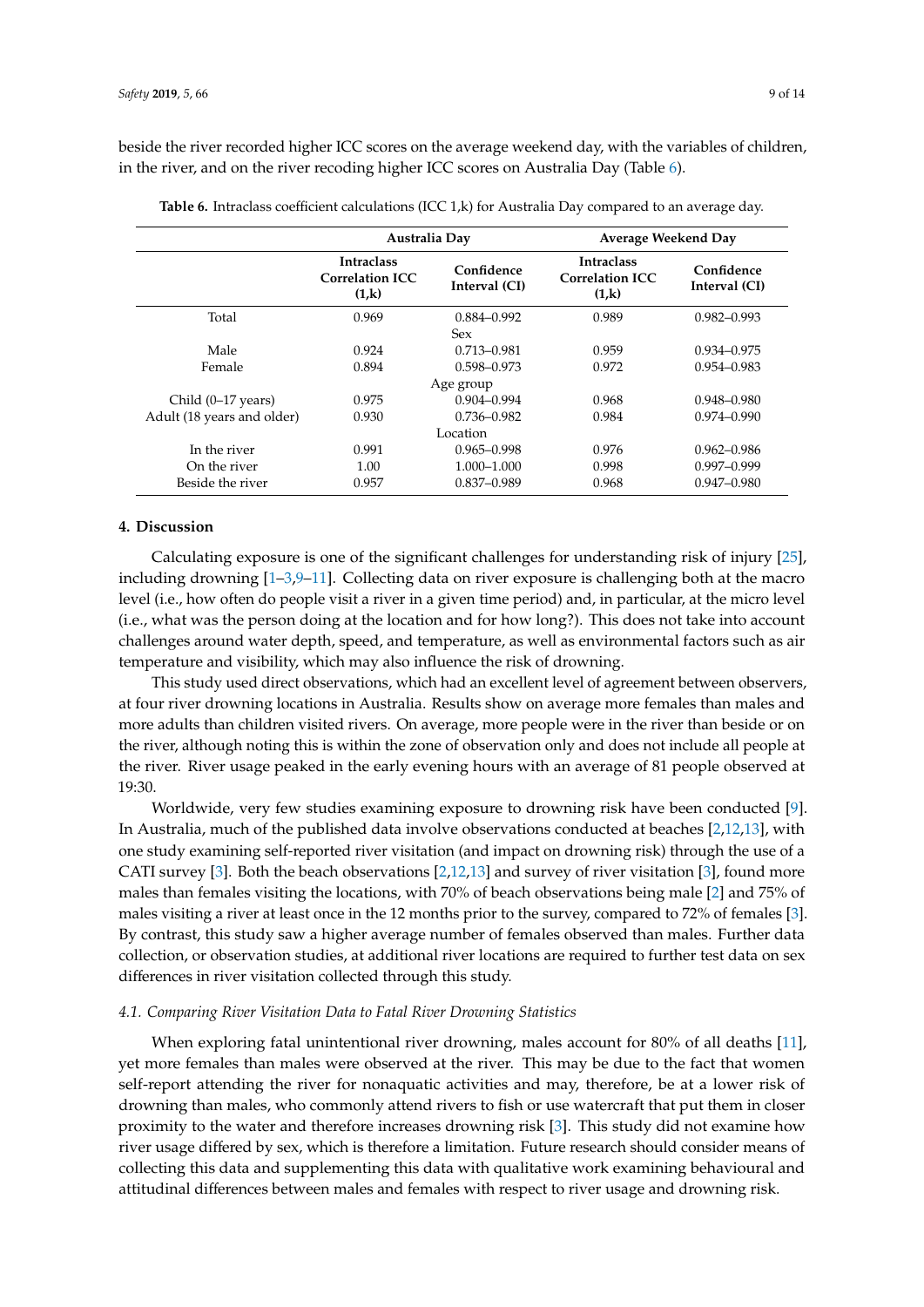beside the river recorded higher ICC scores on the average weekend day, with the variables of children, in the river, and on the river recoding higher ICC scores on Australia Day (Table 6).

**Table 6.** Intraclass coefficient calculations (ICC 1,k) for Australia Day compared to an average day.

| | Australia Day | | Average Weekend Day | |
|---|---|---|---|---|
| | Intraclass Correlation ICC (1,k) | Confidence Interval (CI) | Intraclass Correlation ICC (1,k) | Confidence Interval (CI) |
| Total | 0.969 | 0.884–0.992 | 0.989 | 0.982–0.993 |
| | | Sex | | |
| Male | 0.924 | 0.713–0.981 | 0.959 | 0.934–0.975 |
| Female | 0.894 | 0.598–0.973 | 0.972 | 0.954–0.983 |
| | | Age group | | |
| Child (0–17 years) | 0.975 | 0.904–0.994 | 0.968 | 0.948–0.980 |
| Adult (18 years and older) | 0.930 | 0.736–0.982 | 0.984 | 0.974–0.990 |
| | | Location | | |
| In the river | 0.991 | 0.965–0.998 | 0.976 | 0.962–0.986 |
| On the river | 1.00 | 1.000–1.000 | 0.998 | 0.997–0.999 |
| Beside the river | 0.957 | 0.837–0.989 | 0.968 | 0.947–0.980 |

## 4. Discussion

Calculating exposure is one of the significant challenges for understanding risk of injury [25], including drowning [1–3,9–11]. Collecting data on river exposure is challenging both at the macro level (i.e., how often do people visit a river in a given time period) and, in particular, at the micro level (i.e., what was the person doing at the location and for how long?). This does not take into account challenges around water depth, speed, and temperature, as well as environmental factors such as air temperature and visibility, which may also influence the risk of drowning.

This study used direct observations, which had an excellent level of agreement between observers, at four river drowning locations in Australia. Results show on average more females than males and more adults than children visited rivers. On average, more people were in the river than beside or on the river, although noting this is within the zone of observation only and does not include all people at the river. River usage peaked in the early evening hours with an average of 81 people observed at 19:30.

Worldwide, very few studies examining exposure to drowning risk have been conducted [9]. In Australia, much of the published data involve observations conducted at beaches [2,12,13], with one study examining self-reported river visitation (and impact on drowning risk) through the use of a CATI survey [3]. Both the beach observations [2,12,13] and survey of river visitation [3], found more males than females visiting the locations, with 70% of beach observations being male [2] and 75% of males visiting a river at least once in the 12 months prior to the survey, compared to 72% of females [3]. By contrast, this study saw a higher average number of females observed than males. Further data collection, or observation studies, at additional river locations are required to further test data on sex differences in river visitation collected through this study.

### *4.1. Comparing River Visitation Data to Fatal River Drowning Statistics*

When exploring fatal unintentional river drowning, males account for 80% of all deaths [11], yet more females than males were observed at the river. This may be due to the fact that women self-report attending the river for nonaquatic activities and may, therefore, be at a lower risk of drowning than males, who commonly attend rivers to fish or use watercraft that put them in closer proximity to the water and therefore increases drowning risk [3]. This study did not examine how river usage differed by sex, which is therefore a limitation. Future research should consider means of collecting this data and supplementing this data with qualitative work examining behavioural and attitudinal differences between males and females with respect to river usage and drowning risk.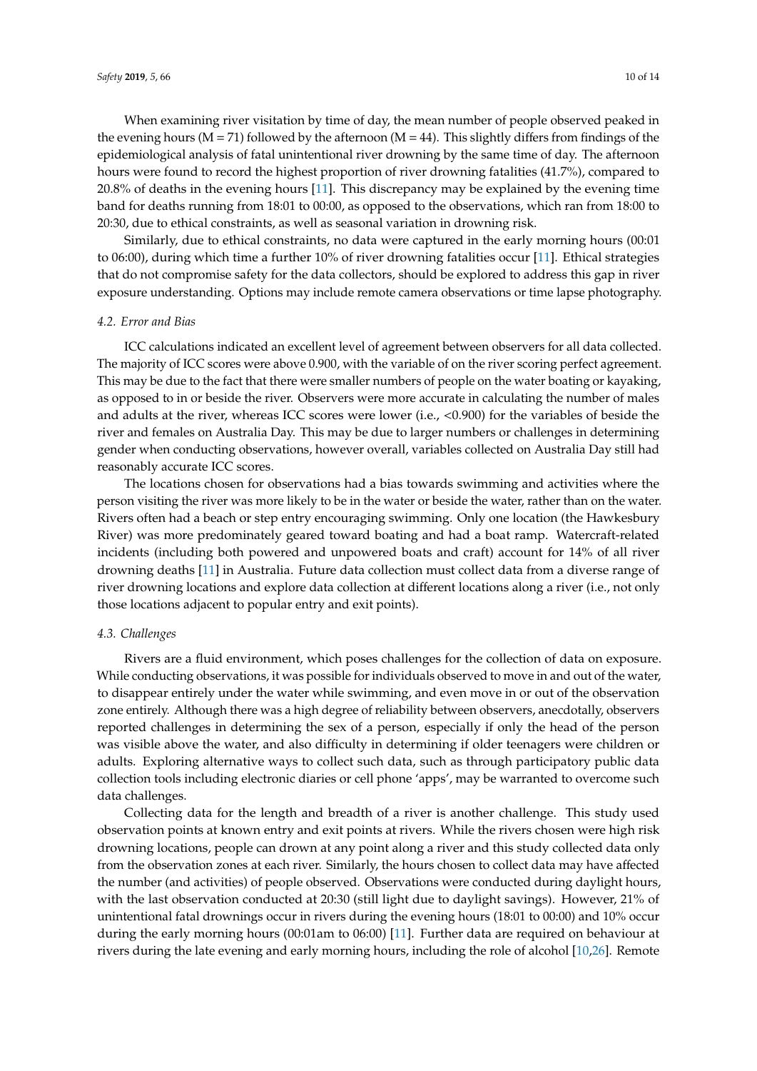When examining river visitation by time of day, the mean number of people observed peaked in the evening hours (M = 71) followed by the afternoon (M = 44). This slightly differs from findings of the epidemiological analysis of fatal unintentional river drowning by the same time of day. The afternoon hours were found to record the highest proportion of river drowning fatalities (41.7%), compared to 20.8% of deaths in the evening hours [11]. This discrepancy may be explained by the evening time band for deaths running from 18:01 to 00:00, as opposed to the observations, which ran from 18:00 to 20:30, due to ethical constraints, as well as seasonal variation in drowning risk.

Similarly, due to ethical constraints, no data were captured in the early morning hours (00:01 to 06:00), during which time a further 10% of river drowning fatalities occur [11]. Ethical strategies that do not compromise safety for the data collectors, should be explored to address this gap in river exposure understanding. Options may include remote camera observations or time lapse photography.

### *4.2. Error and Bias*

ICC calculations indicated an excellent level of agreement between observers for all data collected. The majority of ICC scores were above 0.900, with the variable of on the river scoring perfect agreement. This may be due to the fact that there were smaller numbers of people on the water boating or kayaking, as opposed to in or beside the river. Observers were more accurate in calculating the number of males and adults at the river, whereas ICC scores were lower (i.e., <0.900) for the variables of beside the river and females on Australia Day. This may be due to larger numbers or challenges in determining gender when conducting observations, however overall, variables collected on Australia Day still had reasonably accurate ICC scores.

The locations chosen for observations had a bias towards swimming and activities where the person visiting the river was more likely to be in the water or beside the water, rather than on the water. Rivers often had a beach or step entry encouraging swimming. Only one location (the Hawkesbury River) was more predominately geared toward boating and had a boat ramp. Watercraft-related incidents (including both powered and unpowered boats and craft) account for 14% of all river drowning deaths [11] in Australia. Future data collection must collect data from a diverse range of river drowning locations and explore data collection at different locations along a river (i.e., not only those locations adjacent to popular entry and exit points).

### *4.3. Challenges*

Rivers are a fluid environment, which poses challenges for the collection of data on exposure. While conducting observations, it was possible for individuals observed to move in and out of the water, to disappear entirely under the water while swimming, and even move in or out of the observation zone entirely. Although there was a high degree of reliability between observers, anecdotally, observers reported challenges in determining the sex of a person, especially if only the head of the person was visible above the water, and also difficulty in determining if older teenagers were children or adults. Exploring alternative ways to collect such data, such as through participatory public data collection tools including electronic diaries or cell phone 'apps', may be warranted to overcome such data challenges.

Collecting data for the length and breadth of a river is another challenge. This study used observation points at known entry and exit points at rivers. While the rivers chosen were high risk drowning locations, people can drown at any point along a river and this study collected data only from the observation zones at each river. Similarly, the hours chosen to collect data may have affected the number (and activities) of people observed. Observations were conducted during daylight hours, with the last observation conducted at 20:30 (still light due to daylight savings). However, 21% of unintentional fatal drownings occur in rivers during the evening hours (18:01 to 00:00) and 10% occur during the early morning hours (00:01am to 06:00) [11]. Further data are required on behaviour at rivers during the late evening and early morning hours, including the role of alcohol [10,26]. Remote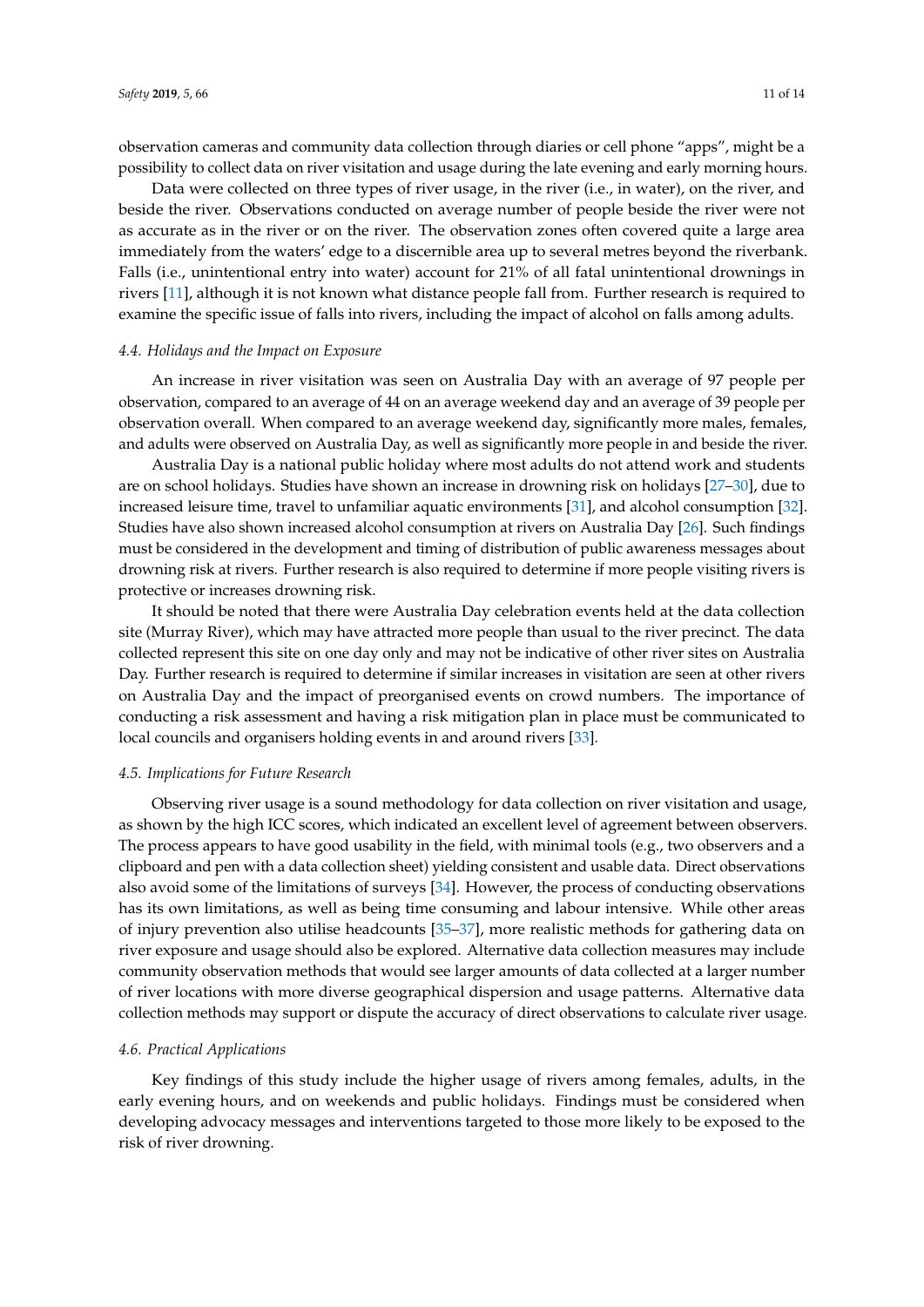observation cameras and community data collection through diaries or cell phone "apps", might be a possibility to collect data on river visitation and usage during the late evening and early morning hours.

Data were collected on three types of river usage, in the river (i.e., in water), on the river, and beside the river. Observations conducted on average number of people beside the river were not as accurate as in the river or on the river. The observation zones often covered quite a large area immediately from the waters' edge to a discernible area up to several metres beyond the riverbank. Falls (i.e., unintentional entry into water) account for 21% of all fatal unintentional drownings in rivers [11], although it is not known what distance people fall from. Further research is required to examine the specific issue of falls into rivers, including the impact of alcohol on falls among adults.

### 4.4. Holidays and the Impact on Exposure

An increase in river visitation was seen on Australia Day with an average of 97 people per observation, compared to an average of 44 on an average weekend day and an average of 39 people per observation overall. When compared to an average weekend day, significantly more males, females, and adults were observed on Australia Day, as well as significantly more people in and beside the river.

Australia Day is a national public holiday where most adults do not attend work and students are on school holidays. Studies have shown an increase in drowning risk on holidays [27–30], due to increased leisure time, travel to unfamiliar aquatic environments [31], and alcohol consumption [32]. Studies have also shown increased alcohol consumption at rivers on Australia Day [26]. Such findings must be considered in the development and timing of distribution of public awareness messages about drowning risk at rivers. Further research is also required to determine if more people visiting rivers is protective or increases drowning risk.

It should be noted that there were Australia Day celebration events held at the data collection site (Murray River), which may have attracted more people than usual to the river precinct. The data collected represent this site on one day only and may not be indicative of other river sites on Australia Day. Further research is required to determine if similar increases in visitation are seen at other rivers on Australia Day and the impact of preorganised events on crowd numbers. The importance of conducting a risk assessment and having a risk mitigation plan in place must be communicated to local councils and organisers holding events in and around rivers [33].

### 4.5. Implications for Future Research

Observing river usage is a sound methodology for data collection on river visitation and usage, as shown by the high ICC scores, which indicated an excellent level of agreement between observers. The process appears to have good usability in the field, with minimal tools (e.g., two observers and a clipboard and pen with a data collection sheet) yielding consistent and usable data. Direct observations also avoid some of the limitations of surveys [34]. However, the process of conducting observations has its own limitations, as well as being time consuming and labour intensive. While other areas of injury prevention also utilise headcounts [35–37], more realistic methods for gathering data on river exposure and usage should also be explored. Alternative data collection measures may include community observation methods that would see larger amounts of data collected at a larger number of river locations with more diverse geographical dispersion and usage patterns. Alternative data collection methods may support or dispute the accuracy of direct observations to calculate river usage.

### 4.6. Practical Applications

Key findings of this study include the higher usage of rivers among females, adults, in the early evening hours, and on weekends and public holidays. Findings must be considered when developing advocacy messages and interventions targeted to those more likely to be exposed to the risk of river drowning.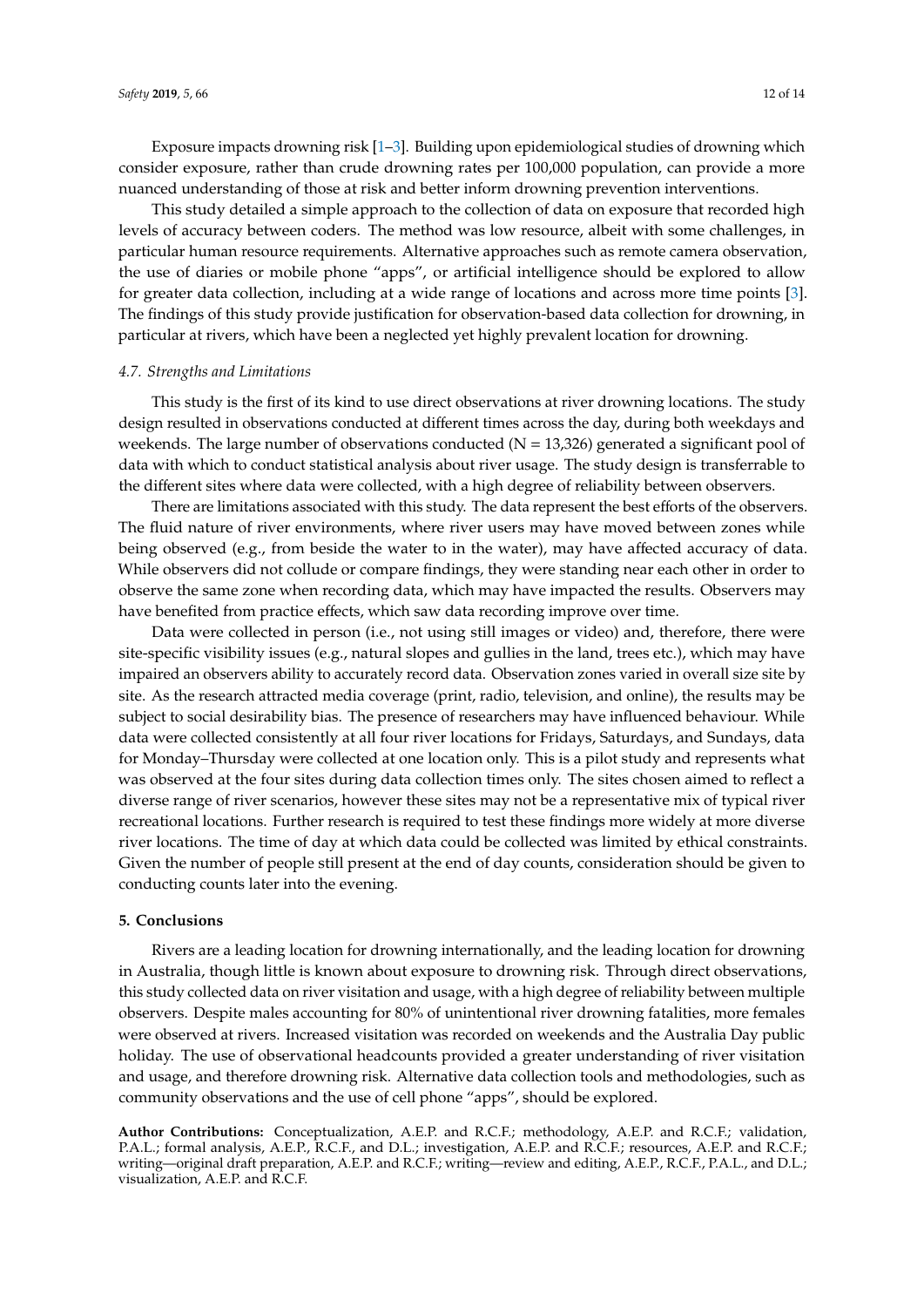Exposure impacts drowning risk [1–3]. Building upon epidemiological studies of drowning which consider exposure, rather than crude drowning rates per 100,000 population, can provide a more nuanced understanding of those at risk and better inform drowning prevention interventions.

This study detailed a simple approach to the collection of data on exposure that recorded high levels of accuracy between coders. The method was low resource, albeit with some challenges, in particular human resource requirements. Alternative approaches such as remote camera observation, the use of diaries or mobile phone "apps", or artificial intelligence should be explored to allow for greater data collection, including at a wide range of locations and across more time points [3]. The findings of this study provide justification for observation-based data collection for drowning, in particular at rivers, which have been a neglected yet highly prevalent location for drowning.

### *4.7. Strengths and Limitations*

This study is the first of its kind to use direct observations at river drowning locations. The study design resulted in observations conducted at different times across the day, during both weekdays and weekends. The large number of observations conducted (N = 13,326) generated a significant pool of data with which to conduct statistical analysis about river usage. The study design is transferrable to the different sites where data were collected, with a high degree of reliability between observers.

There are limitations associated with this study. The data represent the best efforts of the observers. The fluid nature of river environments, where river users may have moved between zones while being observed (e.g., from beside the water to in the water), may have affected accuracy of data. While observers did not collude or compare findings, they were standing near each other in order to observe the same zone when recording data, which may have impacted the results. Observers may have benefited from practice effects, which saw data recording improve over time.

Data were collected in person (i.e., not using still images or video) and, therefore, there were site-specific visibility issues (e.g., natural slopes and gullies in the land, trees etc.), which may have impaired an observers ability to accurately record data. Observation zones varied in overall size site by site. As the research attracted media coverage (print, radio, television, and online), the results may be subject to social desirability bias. The presence of researchers may have influenced behaviour. While data were collected consistently at all four river locations for Fridays, Saturdays, and Sundays, data for Monday–Thursday were collected at one location only. This is a pilot study and represents what was observed at the four sites during data collection times only. The sites chosen aimed to reflect a diverse range of river scenarios, however these sites may not be a representative mix of typical river recreational locations. Further research is required to test these findings more widely at more diverse river locations. The time of day at which data could be collected was limited by ethical constraints. Given the number of people still present at the end of day counts, consideration should be given to conducting counts later into the evening.

## 5. Conclusions

Rivers are a leading location for drowning internationally, and the leading location for drowning in Australia, though little is known about exposure to drowning risk. Through direct observations, this study collected data on river visitation and usage, with a high degree of reliability between multiple observers. Despite males accounting for 80% of unintentional river drowning fatalities, more females were observed at rivers. Increased visitation was recorded on weekends and the Australia Day public holiday. The use of observational headcounts provided a greater understanding of river visitation and usage, and therefore drowning risk. Alternative data collection tools and methodologies, such as community observations and the use of cell phone "apps", should be explored.

**Author Contributions:** Conceptualization, A.E.P. and R.C.F.; methodology, A.E.P. and R.C.F.; validation, P.A.L.; formal analysis, A.E.P., R.C.F., and D.L.; investigation, A.E.P. and R.C.F.; resources, A.E.P. and R.C.F.; writing—original draft preparation, A.E.P. and R.C.F.; writing—review and editing, A.E.P., R.C.F., P.A.L., and D.L.; visualization, A.E.P. and R.C.F.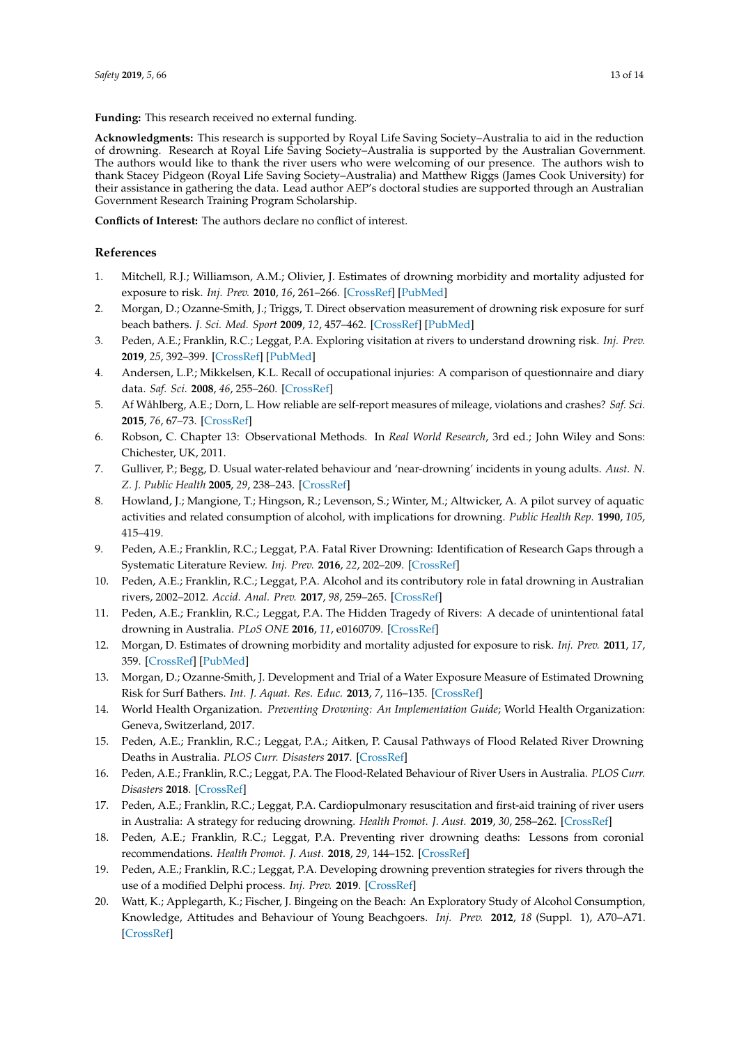**Funding:** This research received no external funding.

**Acknowledgments:** This research is supported by Royal Life Saving Society–Australia to aid in the reduction of drowning. Research at Royal Life Saving Society–Australia is supported by the Australian Government. The authors would like to thank the river users who were welcoming of our presence. The authors wish to thank Stacey Pidgeon (Royal Life Saving Society–Australia) and Matthew Riggs (James Cook University) for their assistance in gathering the data. Lead author AEP's doctoral studies are supported through an Australian Government Research Training Program Scholarship.

**Conflicts of Interest:** The authors declare no conflict of interest.

## References

1. Mitchell, R.J.; Williamson, A.M.; Olivier, J. Estimates of drowning morbidity and mortality adjusted for exposure to risk. *Inj. Prev.* **2010**, *16*, 261–266. [CrossRef] [PubMed]
2. Morgan, D.; Ozanne-Smith, J.; Triggs, T. Direct observation measurement of drowning risk exposure for surf beach bathers. *J. Sci. Med. Sport* **2009**, *12*, 457–462. [CrossRef] [PubMed]
3. Peden, A.E.; Franklin, R.C.; Leggat, P.A. Exploring visitation at rivers to understand drowning risk. *Inj. Prev.* **2019**, *25*, 392–399. [CrossRef] [PubMed]
4. Andersen, L.P.; Mikkelsen, K.L. Recall of occupational injuries: A comparison of questionnaire and diary data. *Saf. Sci.* **2008**, *46*, 255–260. [CrossRef]
5. Af Wåhlberg, A.E.; Dorn, L. How reliable are self-report measures of mileage, violations and crashes? *Saf. Sci.* **2015**, *76*, 67–73. [CrossRef]
6. Robson, C. Chapter 13: Observational Methods. In *Real World Research*, 3rd ed.; John Wiley and Sons: Chichester, UK, 2011.
7. Gulliver, P.; Begg, D. Usual water-related behaviour and 'near-drowning' incidents in young adults. *Aust. N. Z. J. Public Health* **2005**, *29*, 238–243. [CrossRef]
8. Howland, J.; Mangione, T.; Hingson, R.; Levenson, S.; Winter, M.; Altwicker, A. A pilot survey of aquatic activities and related consumption of alcohol, with implications for drowning. *Public Health Rep.* **1990**, *105*, 415–419.
9. Peden, A.E.; Franklin, R.C.; Leggat, P.A. Fatal River Drowning: Identification of Research Gaps through a Systematic Literature Review. *Inj. Prev.* **2016**, *22*, 202–209. [CrossRef]
10. Peden, A.E.; Franklin, R.C.; Leggat, P.A. Alcohol and its contributory role in fatal drowning in Australian rivers, 2002–2012. *Accid. Anal. Prev.* **2017**, *98*, 259–265. [CrossRef]
11. Peden, A.E.; Franklin, R.C.; Leggat, P.A. The Hidden Tragedy of Rivers: A decade of unintentional fatal drowning in Australia. *PLoS ONE* **2016**, *11*, e0160709. [CrossRef]
12. Morgan, D. Estimates of drowning morbidity and mortality adjusted for exposure to risk. *Inj. Prev.* **2011**, *17*, 359. [CrossRef] [PubMed]
13. Morgan, D.; Ozanne-Smith, J. Development and Trial of a Water Exposure Measure of Estimated Drowning Risk for Surf Bathers. *Int. J. Aquat. Res. Educ.* **2013**, *7*, 116–135. [CrossRef]
14. World Health Organization. *Preventing Drowning: An Implementation Guide*; World Health Organization: Geneva, Switzerland, 2017.
15. Peden, A.E.; Franklin, R.C.; Leggat, P.A.; Aitken, P. Causal Pathways of Flood Related River Drowning Deaths in Australia. *PLOS Curr. Disasters* **2017**. [CrossRef]
16. Peden, A.E.; Franklin, R.C.; Leggat, P.A. The Flood-Related Behaviour of River Users in Australia. *PLOS Curr. Disasters* **2018**. [CrossRef]
17. Peden, A.E.; Franklin, R.C.; Leggat, P.A. Cardiopulmonary resuscitation and first-aid training of river users in Australia: A strategy for reducing drowning. *Health Promot. J. Aust.* **2019**, *30*, 258–262. [CrossRef]
18. Peden, A.E.; Franklin, R.C.; Leggat, P.A. Preventing river drowning deaths: Lessons from coronial recommendations. *Health Promot. J. Aust.* **2018**, *29*, 144–152. [CrossRef]
19. Peden, A.E.; Franklin, R.C.; Leggat, P.A. Developing drowning prevention strategies for rivers through the use of a modified Delphi process. *Inj. Prev.* **2019**. [CrossRef]
20. Watt, K.; Applegarth, K.; Fischer, J. Bingeing on the Beach: An Exploratory Study of Alcohol Consumption, Knowledge, Attitudes and Behaviour of Young Beachgoers. *Inj. Prev.* **2012**, *18* (Suppl. 1), A70–A71. [CrossRef]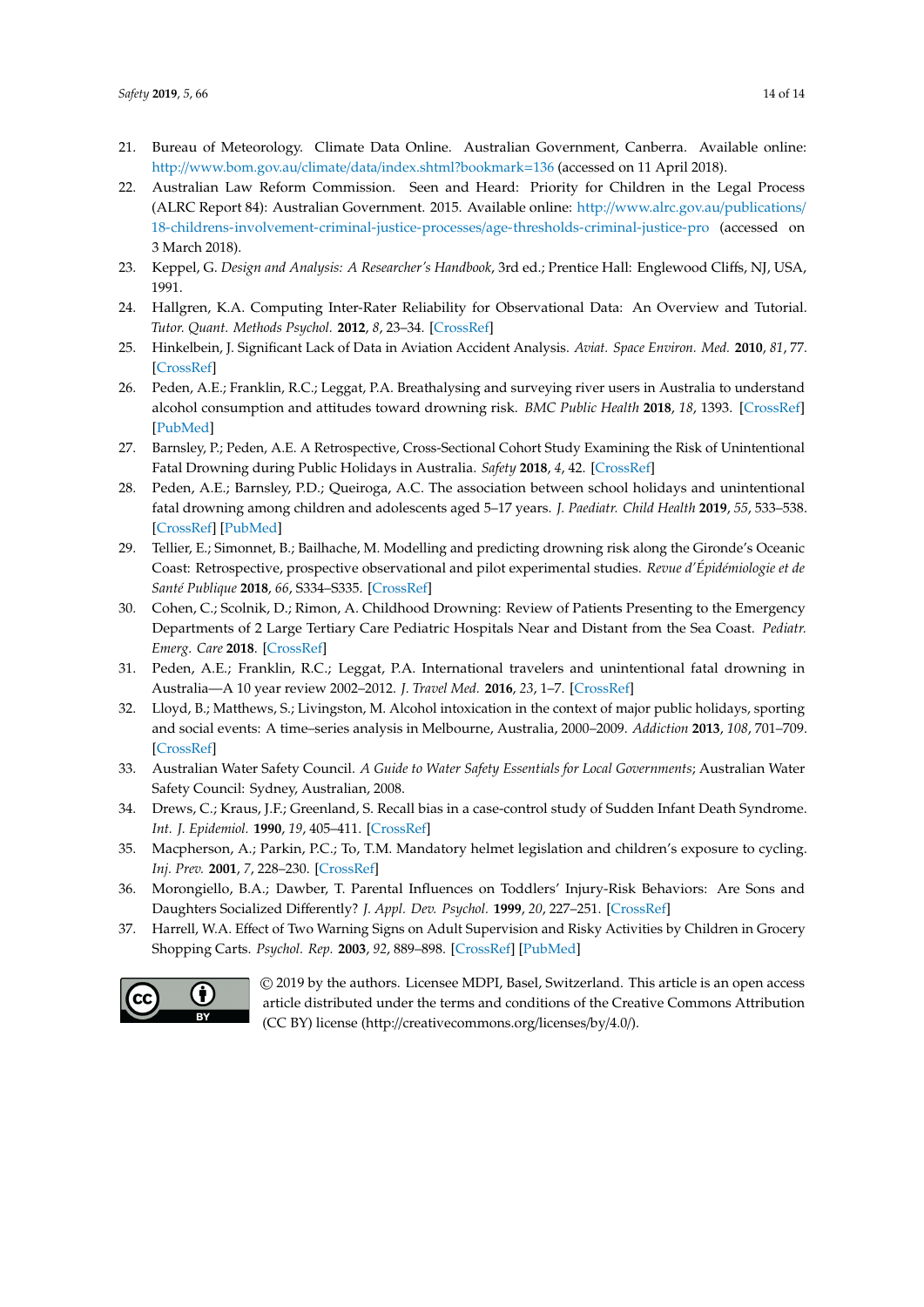21. Bureau of Meteorology. Climate Data Online. Australian Government, Canberra. Available online: http://www.bom.gov.au/climate/data/index.shtml?bookmark=136 (accessed on 11 April 2018).
22. Australian Law Reform Commission. Seen and Heard: Priority for Children in the Legal Process (ALRC Report 84): Australian Government. 2015. Available online: http://www.alrc.gov.au/publications/18-childrens-involvement-criminal-justice-processes/age-thresholds-criminal-justice-pro (accessed on 3 March 2018).
23. Keppel, G. *Design and Analysis: A Researcher's Handbook*, 3rd ed.; Prentice Hall: Englewood Cliffs, NJ, USA, 1991.
24. Hallgren, K.A. Computing Inter-Rater Reliability for Observational Data: An Overview and Tutorial. *Tutor. Quant. Methods Psychol.* **2012**, *8*, 23–34. [CrossRef]
25. Hinkelbein, J. Significant Lack of Data in Aviation Accident Analysis. *Aviat. Space Environ. Med.* **2010**, *81*, 77. [CrossRef]
26. Peden, A.E.; Franklin, R.C.; Leggat, P.A. Breathalysing and surveying river users in Australia to understand alcohol consumption and attitudes toward drowning risk. *BMC Public Health* **2018**, *18*, 1393. [CrossRef] [PubMed]
27. Barnsley, P.; Peden, A.E. A Retrospective, Cross-Sectional Cohort Study Examining the Risk of Unintentional Fatal Drowning during Public Holidays in Australia. *Safety* **2018**, *4*, 42. [CrossRef]
28. Peden, A.E.; Barnsley, P.D.; Queiroga, A.C. The association between school holidays and unintentional fatal drowning among children and adolescents aged 5–17 years. *J. Paediatr. Child Health* **2019**, *55*, 533–538. [CrossRef] [PubMed]
29. Tellier, E.; Simonnet, B.; Bailhache, M. Modelling and predicting drowning risk along the Gironde's Oceanic Coast: Retrospective, prospective observational and pilot experimental studies. *Revue d'Épidémiologie et de Santé Publique* **2018**, *66*, S334–S335. [CrossRef]
30. Cohen, C.; Scolnik, D.; Rimon, A. Childhood Drowning: Review of Patients Presenting to the Emergency Departments of 2 Large Tertiary Care Pediatric Hospitals Near and Distant from the Sea Coast. *Pediatr. Emerg. Care* **2018**. [CrossRef]
31. Peden, A.E.; Franklin, R.C.; Leggat, P.A. International travelers and unintentional fatal drowning in Australia—A 10 year review 2002–2012. *J. Travel Med.* **2016**, *23*, 1–7. [CrossRef]
32. Lloyd, B.; Matthews, S.; Livingston, M. Alcohol intoxication in the context of major public holidays, sporting and social events: A time–series analysis in Melbourne, Australia, 2000–2009. *Addiction* **2013**, *108*, 701–709. [CrossRef]
33. Australian Water Safety Council. *A Guide to Water Safety Essentials for Local Governments*; Australian Water Safety Council: Sydney, Australian, 2008.
34. Drews, C.; Kraus, J.F.; Greenland, S. Recall bias in a case-control study of Sudden Infant Death Syndrome. *Int. J. Epidemiol.* **1990**, *19*, 405–411. [CrossRef]
35. Macpherson, A.; Parkin, P.C.; To, T.M. Mandatory helmet legislation and children's exposure to cycling. *Inj. Prev.* **2001**, *7*, 228–230. [CrossRef]
36. Morongiello, B.A.; Dawber, T. Parental Influences on Toddlers' Injury-Risk Behaviors: Are Sons and Daughters Socialized Differently? *J. Appl. Dev. Psychol.* **1999**, *20*, 227–251. [CrossRef]
37. Harrell, W.A. Effect of Two Warning Signs on Adult Supervision and Risky Activities by Children in Grocery Shopping Carts. *Psychol. Rep.* **2003**, *92*, 889–898. [CrossRef] [PubMed]

© 2019 by the authors. Licensee MDPI, Basel, Switzerland. This article is an open access article distributed under the terms and conditions of the Creative Commons Attribution (CC BY) license (http://creativecommons.org/licenses/by/4.0/).